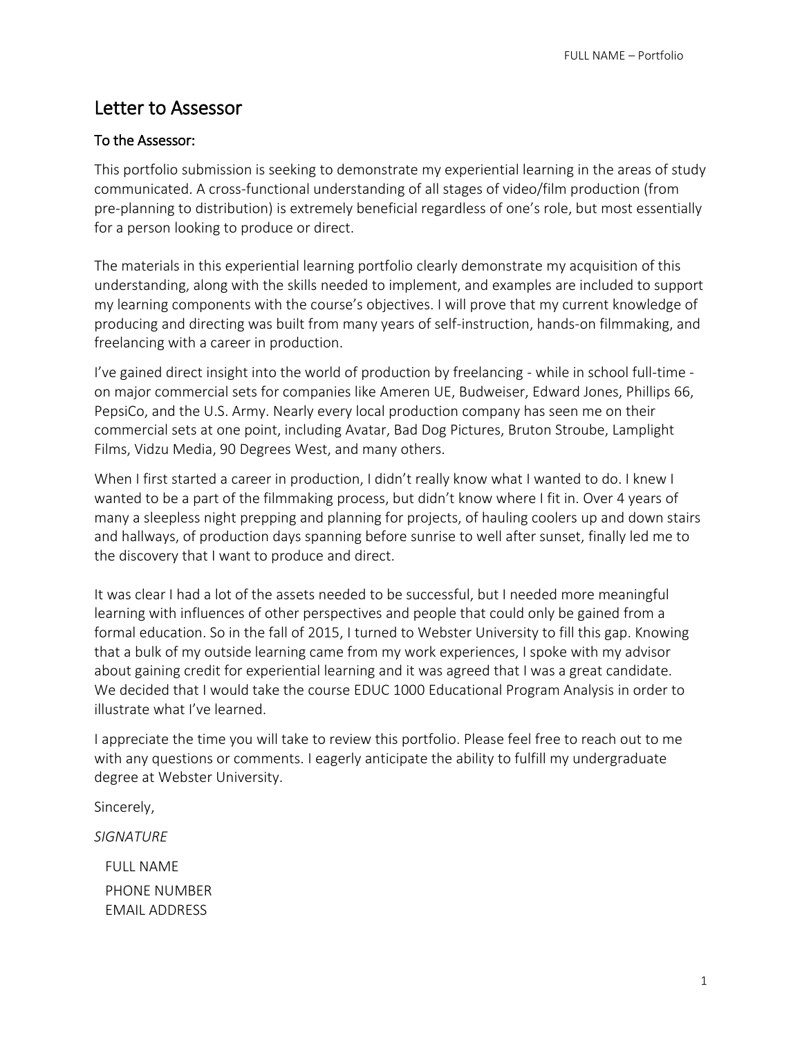# Letter to Assessor

## To the Assessor:

This portfolio submission is seeking to demonstrate my experiential learning in the areas of study communicated. A cross-functional understanding of all stages of video/film production (from pre-planning to distribution) is extremely beneficial regardless of one's role, but most essentially for a person looking to produce or direct.

The materials in this experiential learning portfolio clearly demonstrate my acquisition of this understanding, along with the skills needed to implement, and examples are included to support my learning components with the course's objectives. I will prove that my current knowledge of producing and directing was built from many years of self-instruction, hands-on filmmaking, and freelancing with a career in production.

I've gained direct insight into the world of production by freelancing - while in school full-time - on major commercial sets for companies like Ameren UE, Budweiser, Edward Jones, Phillips 66, PepsiCo, and the U.S. Army. Nearly every local production company has seen me on their commercial sets at one point, including Avatar, Bad Dog Pictures, Bruton Stroube, Lamplight Films, Vidzu Media, 90 Degrees West, and many others.

When I first started a career in production, I didn't really know what I wanted to do. I knew I wanted to be a part of the filmmaking process, but didn't know where I fit in. Over 4 years of many a sleepless night prepping and planning for projects, of hauling coolers up and down stairs and hallways, of production days spanning before sunrise to well after sunset, finally led me to the discovery that I want to produce and direct.

It was clear I had a lot of the assets needed to be successful, but I needed more meaningful learning with influences of other perspectives and people that could only be gained from a formal education. So in the fall of 2015, I turned to Webster University to fill this gap. Knowing that a bulk of my outside learning came from my work experiences, I spoke with my advisor about gaining credit for experiential learning and it was agreed that I was a great candidate. We decided that I would take the course EDUC 1000 Educational Program Analysis in order to illustrate what I've learned.

I appreciate the time you will take to review this portfolio. Please feel free to reach out to me with any questions or comments. I eagerly anticipate the ability to fulfill my undergraduate degree at Webster University.

Sincerely,

*SIGNATURE*

FULL NAME
PHONE NUMBER
EMAIL ADDRESS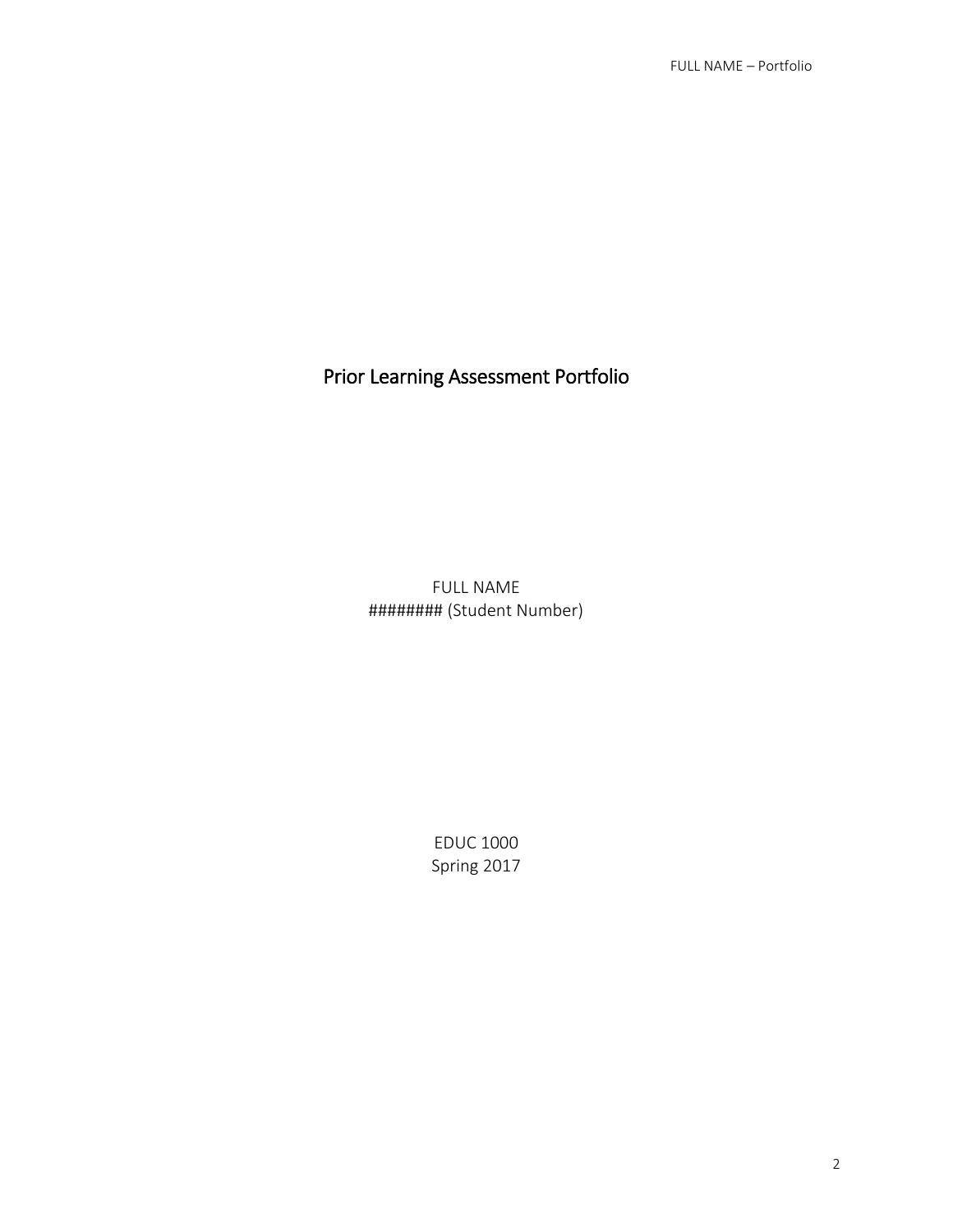# Prior Learning Assessment Portfolio

FULL NAME
######## (Student Number)

EDUC 1000
Spring 2017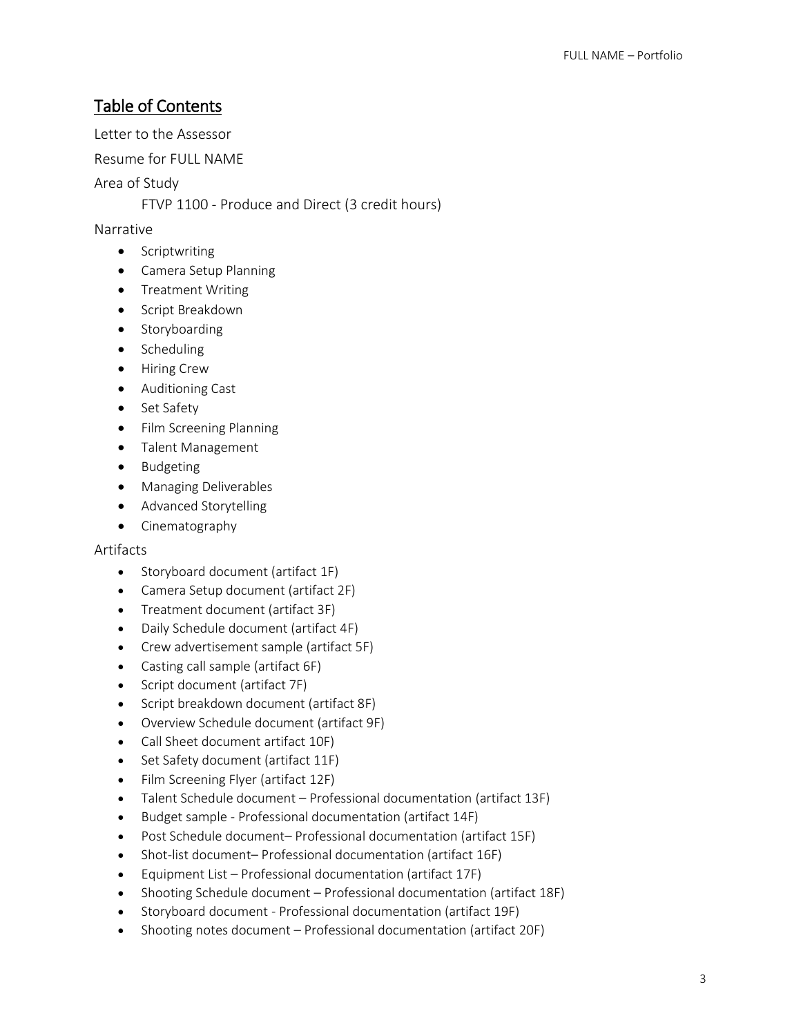## Table of Contents

Letter to the Assessor

Resume for FULL NAME

Area of Study

FTVP 1100 - Produce and Direct (3 credit hours)

Narrative

- Scriptwriting
- Camera Setup Planning
- Treatment Writing
- Script Breakdown
- Storyboarding
- Scheduling
- Hiring Crew
- Auditioning Cast
- Set Safety
- Film Screening Planning
- Talent Management
- Budgeting
- Managing Deliverables
- Advanced Storytelling
- Cinematography

Artifacts

- Storyboard document (artifact 1F)
- Camera Setup document (artifact 2F)
- Treatment document (artifact 3F)
- Daily Schedule document (artifact 4F)
- Crew advertisement sample (artifact 5F)
- Casting call sample (artifact 6F)
- Script document (artifact 7F)
- Script breakdown document (artifact 8F)
- Overview Schedule document (artifact 9F)
- Call Sheet document artifact 10F)
- Set Safety document (artifact 11F)
- Film Screening Flyer (artifact 12F)
- Talent Schedule document – Professional documentation (artifact 13F)
- Budget sample - Professional documentation (artifact 14F)
- Post Schedule document– Professional documentation (artifact 15F)
- Shot-list document– Professional documentation (artifact 16F)
- Equipment List – Professional documentation (artifact 17F)
- Shooting Schedule document – Professional documentation (artifact 18F)
- Storyboard document - Professional documentation (artifact 19F)
- Shooting notes document – Professional documentation (artifact 20F)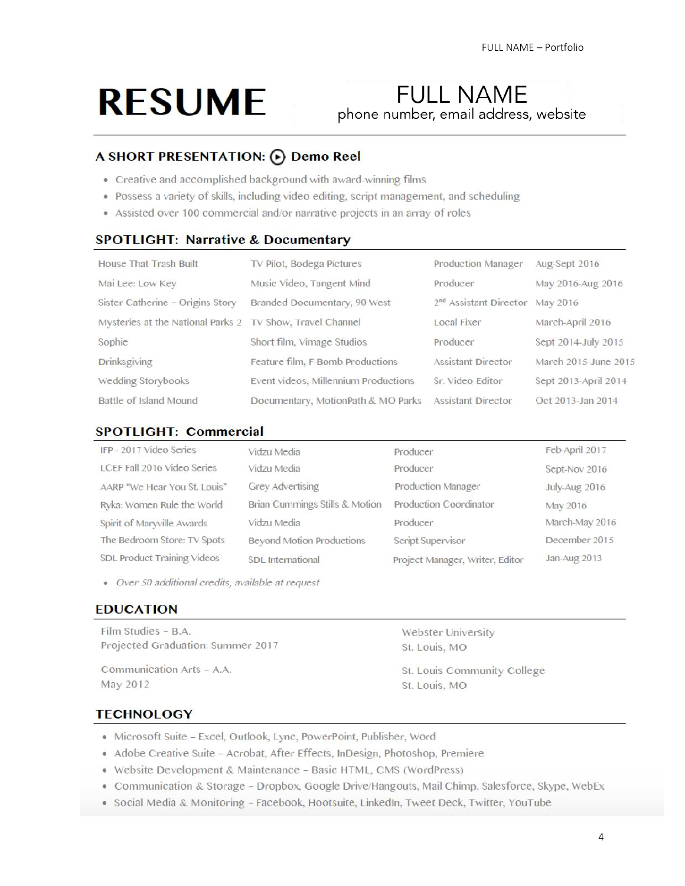# RESUME

## FULL NAME
phone number, email address, website

## A SHORT PRESENTATION: Demo Reel

- Creative and accomplished background with award-winning films
- Possess a variety of skills, including video editing, script management, and scheduling
- Assisted over 100 commercial and/or narrative projects in an array of roles

## SPOTLIGHT: Narrative & Documentary

| | | | |
|---|---|---|---|
| House That Trash Built | TV Pilot, Bodega Pictures | Production Manager | Aug-Sept 2016 |
| Mai Lee: Low Key | Music Video, Tangent Mind | Producer | May 2016-Aug 2016 |
| Sister Catherine – Origins Story | Branded Documentary, 90 West | 2nd Assistant Director | May 2016 |
| Mysteries at the National Parks 2 | TV Show, Travel Channel | Local Fixer | March-April 2016 |
| Sophie | Short film, Vimage Studios | Producer | Sept 2014-July 2015 |
| Drinksgiving | Feature film, F-Bomb Productions | Assistant Director | March 2015-June 2015 |
| Wedding Storybooks | Event videos, Millennium Productions | Sr. Video Editor | Sept 2013-April 2014 |
| Battle of Island Mound | Documentary, MotionPath & MO Parks | Assistant Director | Oct 2013-Jan 2014 |

## SPOTLIGHT: Commercial

| | | | |
|---|---|---|---|
| IFP - 2017 Video Series | Vidzu Media | Producer | Feb-April 2017 |
| LCEF Fall 2016 Video Series | Vidzu Media | Producer | Sept-Nov 2016 |
| AARP "We Hear You St. Louis" | Grey Advertising | Production Manager | July-Aug 2016 |
| Ryka: Women Rule the World | Brian Cummings Stills & Motion | Production Coordinator | May 2016 |
| Spirit of Maryville Awards | Vidzu Media | Producer | March-May 2016 |
| The Bedroom Store: TV Spots | Beyond Motion Productions | Script Supervisor | December 2015 |
| SDL Product Training Videos | SDL International | Project Manager, Writer, Editor | Jan-Aug 2013 |

- *Over 50 additional credits, available at request*

## EDUCATION

Film Studies – B.A.
Projected Graduation: Summer 2017
Webster University
St. Louis, MO

Communication Arts – A.A.
May 2012
St. Louis Community College
St. Louis, MO

## TECHNOLOGY

- Microsoft Suite – Excel, Outlook, Lync, PowerPoint, Publisher, Word
- Adobe Creative Suite – Acrobat, After Effects, InDesign, Photoshop, Premiere
- Website Development & Maintenance – Basic HTML, CMS (WordPress)
- Communication & Storage – Dropbox, Google Drive/Hangouts, Mail Chimp, Salesforce, Skype, WebEx
- Social Media & Monitoring – Facebook, Hootsuite, LinkedIn, Tweet Deck, Twitter, YouTube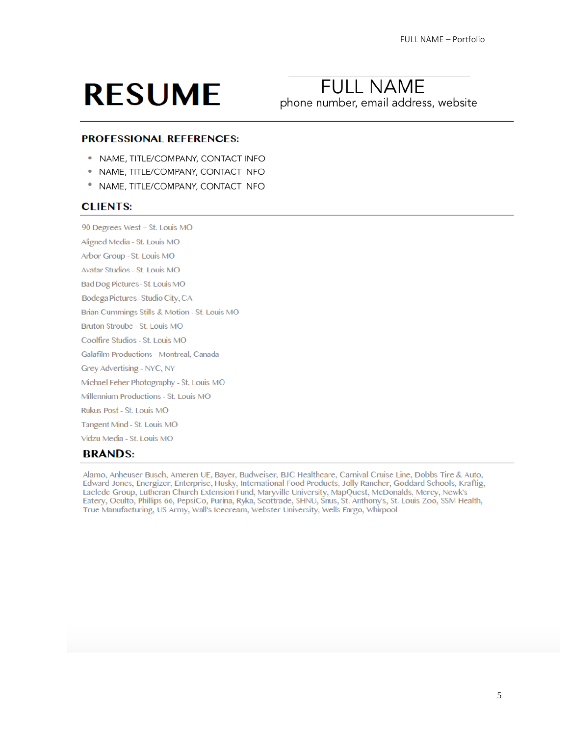# RESUME

## FULL NAME

phone number, email address, website

### PROFESSIONAL REFERENCES:

- NAME, TITLE/COMPANY, CONTACT INFO
- NAME, TITLE/COMPANY, CONTACT INFO
- NAME, TITLE/COMPANY, CONTACT INFO

### CLIENTS:

90 Degrees West – St. Louis MO

Aligned Media - St. Louis MO

Arbor Group - St. Louis MO

Avatar Studios - St. Louis MO

Bad Dog Pictures - St. Louis MO

Bodega Pictures - Studio City, CA

Brian Cummings Stills & Motion - St. Louis MO

Bruton Stroube - St. Louis MO

Coolfire Studios - St. Louis MO

Galafilm Productions - Montreal, Canada

Grey Advertising - NYC, NY

Michael Feher Photography - St. Louis MO

Millennium Productions - St. Louis MO

Rukus Post - St. Louis MO

Tangent Mind - St. Louis MO

Vidzu Media - St. Louis MO

### BRANDS:

Alamo, Anheuser Busch, Ameren UE, Bayer, Budweiser, BJC Healthcare, Carnival Cruise Line, Dobbs Tire & Auto, Edward Jones, Energizer, Enterprise, Husky, International Food Products, Jolly Rancher, Goddard Schools, Kraftig, Laclede Group, Lutheran Church Extension Fund, Maryville University, MapQuest, McDonalds, Mercy, Newk's Eatery, Oculto, Phillips 66, PepsiCo, Purina, Ryka, Scottrade, SHNU, Snus, St. Anthony's, St. Louis Zoo, SSM Health, True Manufacturing, US Army, Wall's Icecream, Webster University, Wells Fargo, Whirpool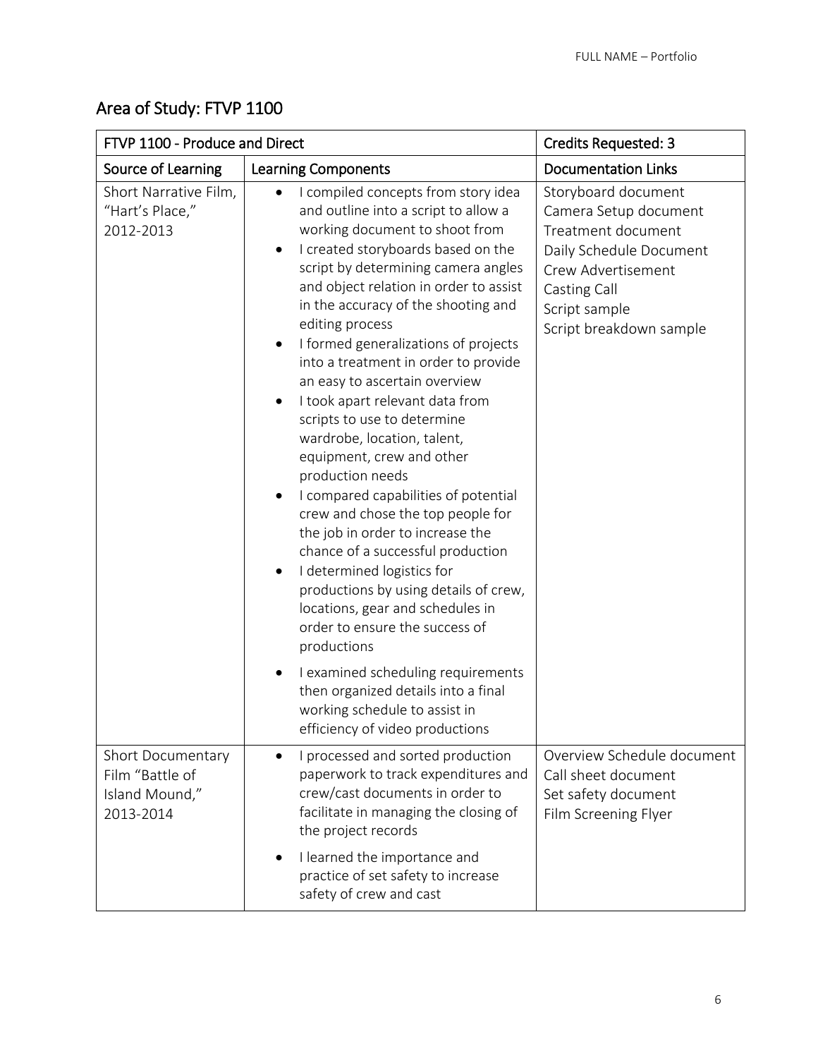## Area of Study: FTVP 1100

| FTVP 1100 - Produce and Direct | | Credits Requested: 3 |
|---|---|---|
| **Source of Learning** | **Learning Components** | **Documentation Links** |
| Short Narrative Film, "Hart's Place," 2012-2013 | • I compiled concepts from story idea and outline into a script to allow a working document to shoot from<br>• I created storyboards based on the script by determining camera angles and object relation in order to assist in the accuracy of the shooting and editing process<br>• I formed generalizations of projects into a treatment in order to provide an easy to ascertain overview<br>• I took apart relevant data from scripts to use to determine wardrobe, location, talent, equipment, crew and other production needs<br>• I compared capabilities of potential crew and chose the top people for the job in order to increase the chance of a successful production<br>• I determined logistics for productions by using details of crew, locations, gear and schedules in order to ensure the success of productions<br>• I examined scheduling requirements then organized details into a final working schedule to assist in efficiency of video productions | Storyboard document<br>Camera Setup document<br>Treatment document<br>Daily Schedule Document<br>Crew Advertisement<br>Casting Call<br>Script sample<br>Script breakdown sample |
| Short Documentary Film "Battle of Island Mound," 2013-2014 | • I processed and sorted production paperwork to track expenditures and crew/cast documents in order to facilitate in managing the closing of the project records<br>• I learned the importance and practice of set safety to increase safety of crew and cast | Overview Schedule document<br>Call sheet document<br>Set safety document<br>Film Screening Flyer |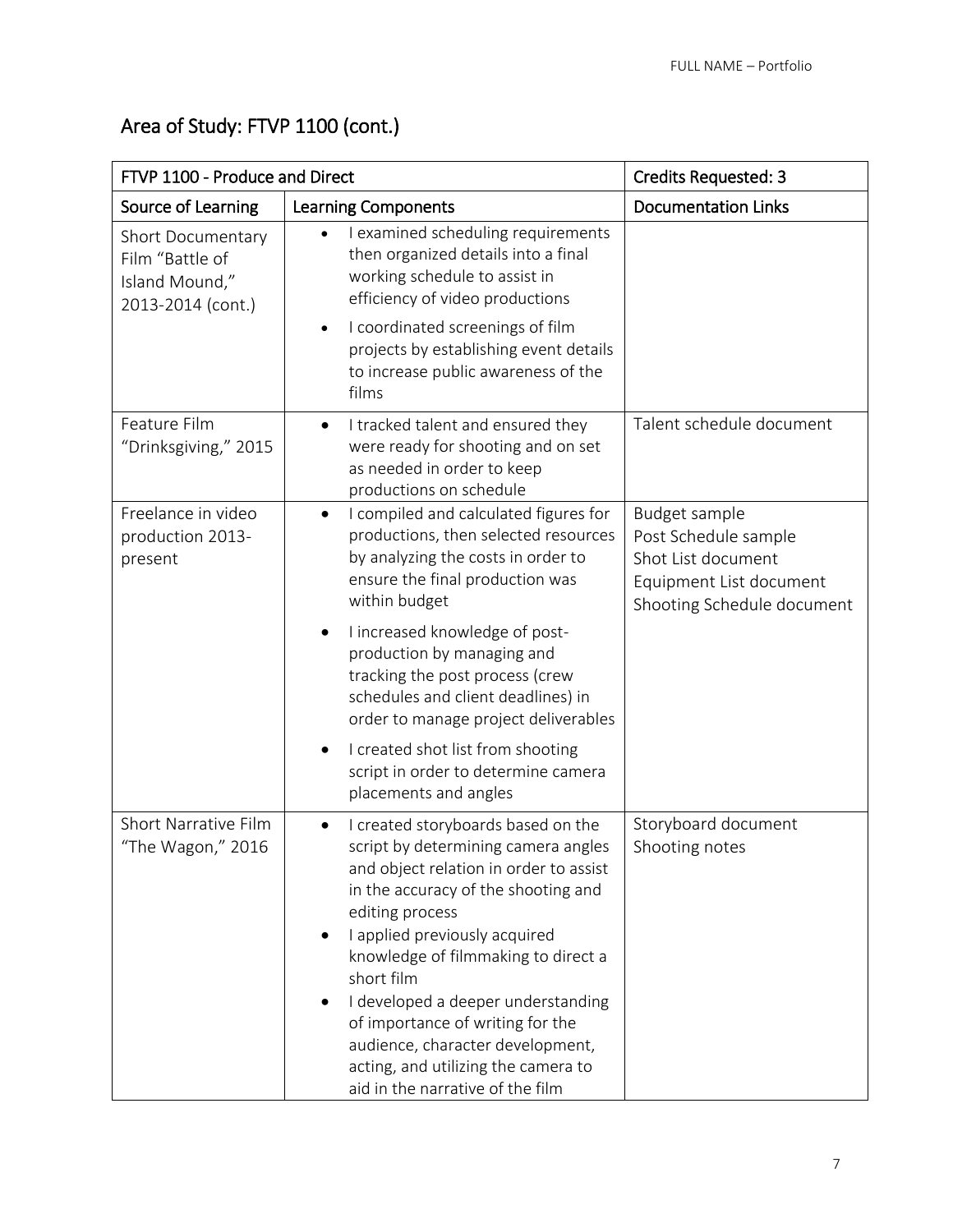## Area of Study: FTVP 1100 (cont.)

| FTVP 1100 - Produce and Direct | | Credits Requested: 3 |
|---|---|---|
| Source of Learning | Learning Components | Documentation Links |
| Short Documentary Film "Battle of Island Mound," 2013-2014 (cont.) | • I examined scheduling requirements then organized details into a final working schedule to assist in efficiency of video productions<br>• I coordinated screenings of film projects by establishing event details to increase public awareness of the films | |
| Feature Film "Drinksgiving," 2015 | • I tracked talent and ensured they were ready for shooting and on set as needed in order to keep productions on schedule | Talent schedule document |
| Freelance in video production 2013-present | • I compiled and calculated figures for productions, then selected resources by analyzing the costs in order to ensure the final production was within budget<br>• I increased knowledge of post-production by managing and tracking the post process (crew schedules and client deadlines) in order to manage project deliverables<br>• I created shot list from shooting script in order to determine camera placements and angles | Budget sample<br>Post Schedule sample<br>Shot List document<br>Equipment List document<br>Shooting Schedule document |
| Short Narrative Film "The Wagon," 2016 | • I created storyboards based on the script by determining camera angles and object relation in order to assist in the accuracy of the shooting and editing process<br>• I applied previously acquired knowledge of filmmaking to direct a short film<br>• I developed a deeper understanding of importance of writing for the audience, character development, acting, and utilizing the camera to aid in the narrative of the film | Storyboard document<br>Shooting notes |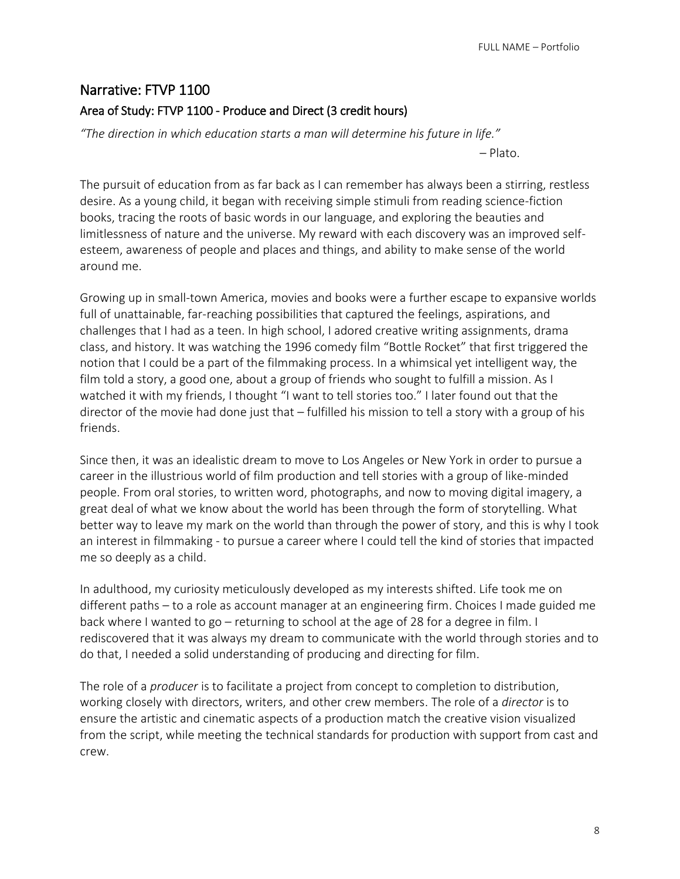## Narrative: FTVP 1100

### Area of Study: FTVP 1100 - Produce and Direct (3 credit hours)

*"The direction in which education starts a man will determine his future in life."*

– Plato.

The pursuit of education from as far back as I can remember has always been a stirring, restless desire. As a young child, it began with receiving simple stimuli from reading science-fiction books, tracing the roots of basic words in our language, and exploring the beauties and limitlessness of nature and the universe. My reward with each discovery was an improved self-esteem, awareness of people and places and things, and ability to make sense of the world around me.

Growing up in small-town America, movies and books were a further escape to expansive worlds full of unattainable, far-reaching possibilities that captured the feelings, aspirations, and challenges that I had as a teen. In high school, I adored creative writing assignments, drama class, and history. It was watching the 1996 comedy film "Bottle Rocket" that first triggered the notion that I could be a part of the filmmaking process. In a whimsical yet intelligent way, the film told a story, a good one, about a group of friends who sought to fulfill a mission. As I watched it with my friends, I thought "I want to tell stories too." I later found out that the director of the movie had done just that – fulfilled his mission to tell a story with a group of his friends.

Since then, it was an idealistic dream to move to Los Angeles or New York in order to pursue a career in the illustrious world of film production and tell stories with a group of like-minded people. From oral stories, to written word, photographs, and now to moving digital imagery, a great deal of what we know about the world has been through the form of storytelling. What better way to leave my mark on the world than through the power of story, and this is why I took an interest in filmmaking - to pursue a career where I could tell the kind of stories that impacted me so deeply as a child.

In adulthood, my curiosity meticulously developed as my interests shifted. Life took me on different paths – to a role as account manager at an engineering firm. Choices I made guided me back where I wanted to go – returning to school at the age of 28 for a degree in film. I rediscovered that it was always my dream to communicate with the world through stories and to do that, I needed a solid understanding of producing and directing for film.

The role of a *producer* is to facilitate a project from concept to completion to distribution, working closely with directors, writers, and other crew members. The role of a *director* is to ensure the artistic and cinematic aspects of a production match the creative vision visualized from the script, while meeting the technical standards for production with support from cast and crew.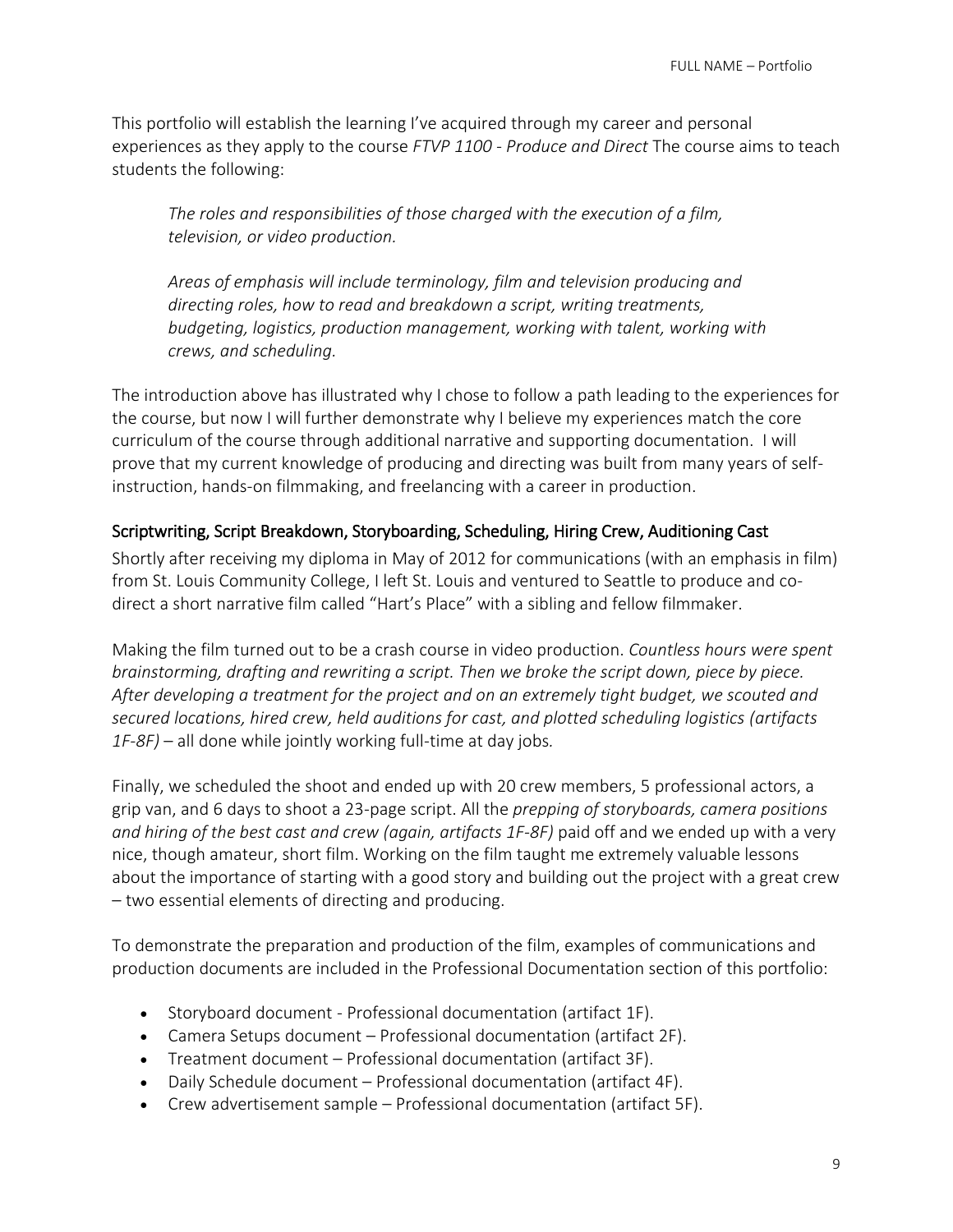This portfolio will establish the learning I've acquired through my career and personal experiences as they apply to the course *FTVP 1100 - Produce and Direct* The course aims to teach students the following:

> *The roles and responsibilities of those charged with the execution of a film, television, or video production.*
>
> *Areas of emphasis will include terminology, film and television producing and directing roles, how to read and breakdown a script, writing treatments, budgeting, logistics, production management, working with talent, working with crews, and scheduling.*

The introduction above has illustrated why I chose to follow a path leading to the experiences for the course, but now I will further demonstrate why I believe my experiences match the core curriculum of the course through additional narrative and supporting documentation. I will prove that my current knowledge of producing and directing was built from many years of self-instruction, hands-on filmmaking, and freelancing with a career in production.

## Scriptwriting, Script Breakdown, Storyboarding, Scheduling, Hiring Crew, Auditioning Cast

Shortly after receiving my diploma in May of 2012 for communications (with an emphasis in film) from St. Louis Community College, I left St. Louis and ventured to Seattle to produce and co-direct a short narrative film called "Hart's Place" with a sibling and fellow filmmaker.

Making the film turned out to be a crash course in video production. *Countless hours were spent brainstorming, drafting and rewriting a script. Then we broke the script down, piece by piece. After developing a treatment for the project and on an extremely tight budget, we scouted and secured locations, hired crew, held auditions for cast, and plotted scheduling logistics (artifacts 1F-8F)* – all done while jointly working full-time at day jobs.

Finally, we scheduled the shoot and ended up with 20 crew members, 5 professional actors, a grip van, and 6 days to shoot a 23-page script. All the *prepping of storyboards, camera positions and hiring of the best cast and crew (again, artifacts 1F-8F)* paid off and we ended up with a very nice, though amateur, short film. Working on the film taught me extremely valuable lessons about the importance of starting with a good story and building out the project with a great crew – two essential elements of directing and producing.

To demonstrate the preparation and production of the film, examples of communications and production documents are included in the Professional Documentation section of this portfolio:

- Storyboard document - Professional documentation (artifact 1F).
- Camera Setups document – Professional documentation (artifact 2F).
- Treatment document – Professional documentation (artifact 3F).
- Daily Schedule document – Professional documentation (artifact 4F).
- Crew advertisement sample – Professional documentation (artifact 5F).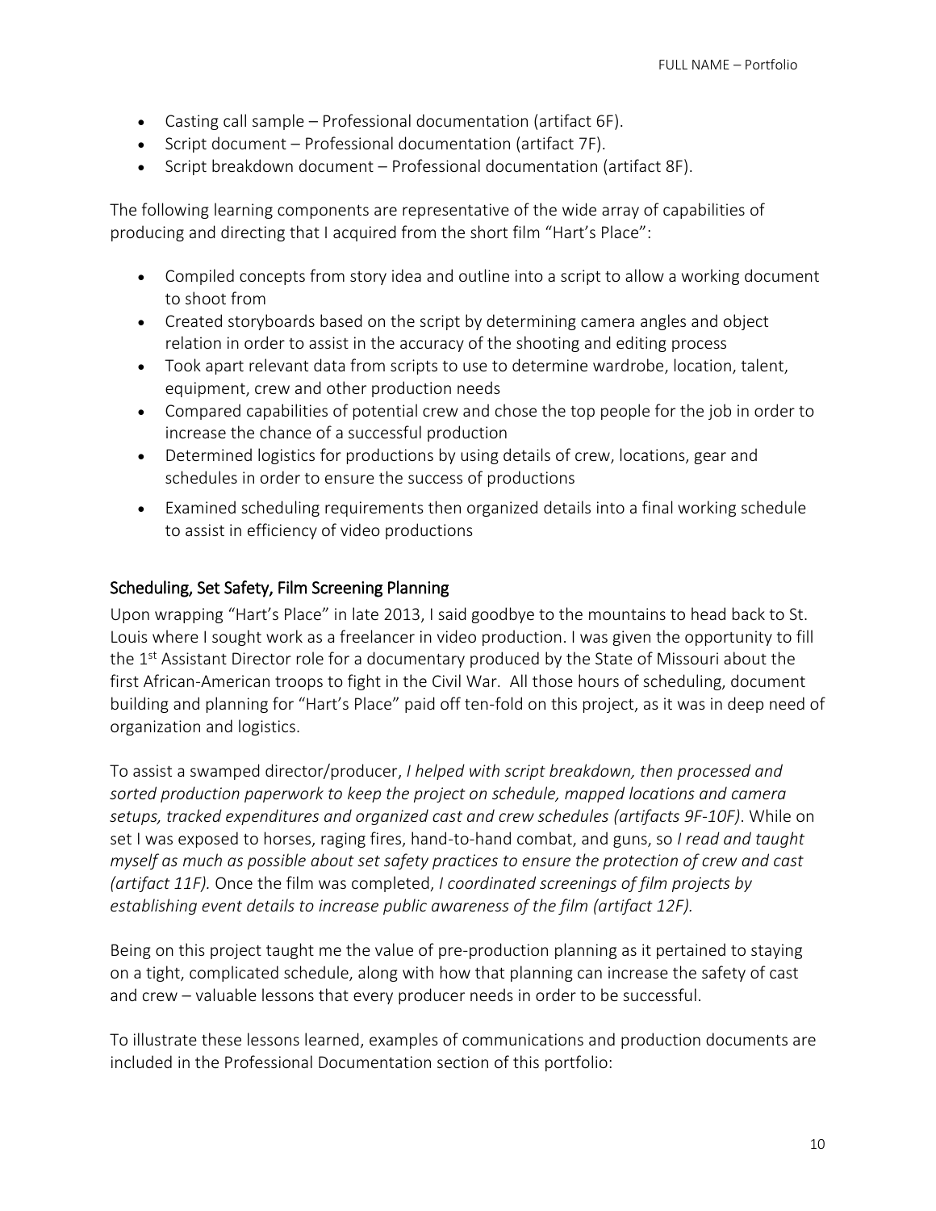- Casting call sample – Professional documentation (artifact 6F).
- Script document – Professional documentation (artifact 7F).
- Script breakdown document – Professional documentation (artifact 8F).

The following learning components are representative of the wide array of capabilities of producing and directing that I acquired from the short film "Hart's Place":

- Compiled concepts from story idea and outline into a script to allow a working document to shoot from
- Created storyboards based on the script by determining camera angles and object relation in order to assist in the accuracy of the shooting and editing process
- Took apart relevant data from scripts to use to determine wardrobe, location, talent, equipment, crew and other production needs
- Compared capabilities of potential crew and chose the top people for the job in order to increase the chance of a successful production
- Determined logistics for productions by using details of crew, locations, gear and schedules in order to ensure the success of productions
- Examined scheduling requirements then organized details into a final working schedule to assist in efficiency of video productions

## Scheduling, Set Safety, Film Screening Planning

Upon wrapping "Hart's Place" in late 2013, I said goodbye to the mountains to head back to St. Louis where I sought work as a freelancer in video production. I was given the opportunity to fill the 1st Assistant Director role for a documentary produced by the State of Missouri about the first African-American troops to fight in the Civil War. All those hours of scheduling, document building and planning for "Hart's Place" paid off ten-fold on this project, as it was in deep need of organization and logistics.

To assist a swamped director/producer, *I helped with script breakdown, then processed and sorted production paperwork to keep the project on schedule, mapped locations and camera setups, tracked expenditures and organized cast and crew schedules (artifacts 9F-10F)*. While on set I was exposed to horses, raging fires, hand-to-hand combat, and guns, so *I read and taught myself as much as possible about set safety practices to ensure the protection of crew and cast (artifact 11F).* Once the film was completed, *I coordinated screenings of film projects by establishing event details to increase public awareness of the film (artifact 12F).*

Being on this project taught me the value of pre-production planning as it pertained to staying on a tight, complicated schedule, along with how that planning can increase the safety of cast and crew – valuable lessons that every producer needs in order to be successful.

To illustrate these lessons learned, examples of communications and production documents are included in the Professional Documentation section of this portfolio: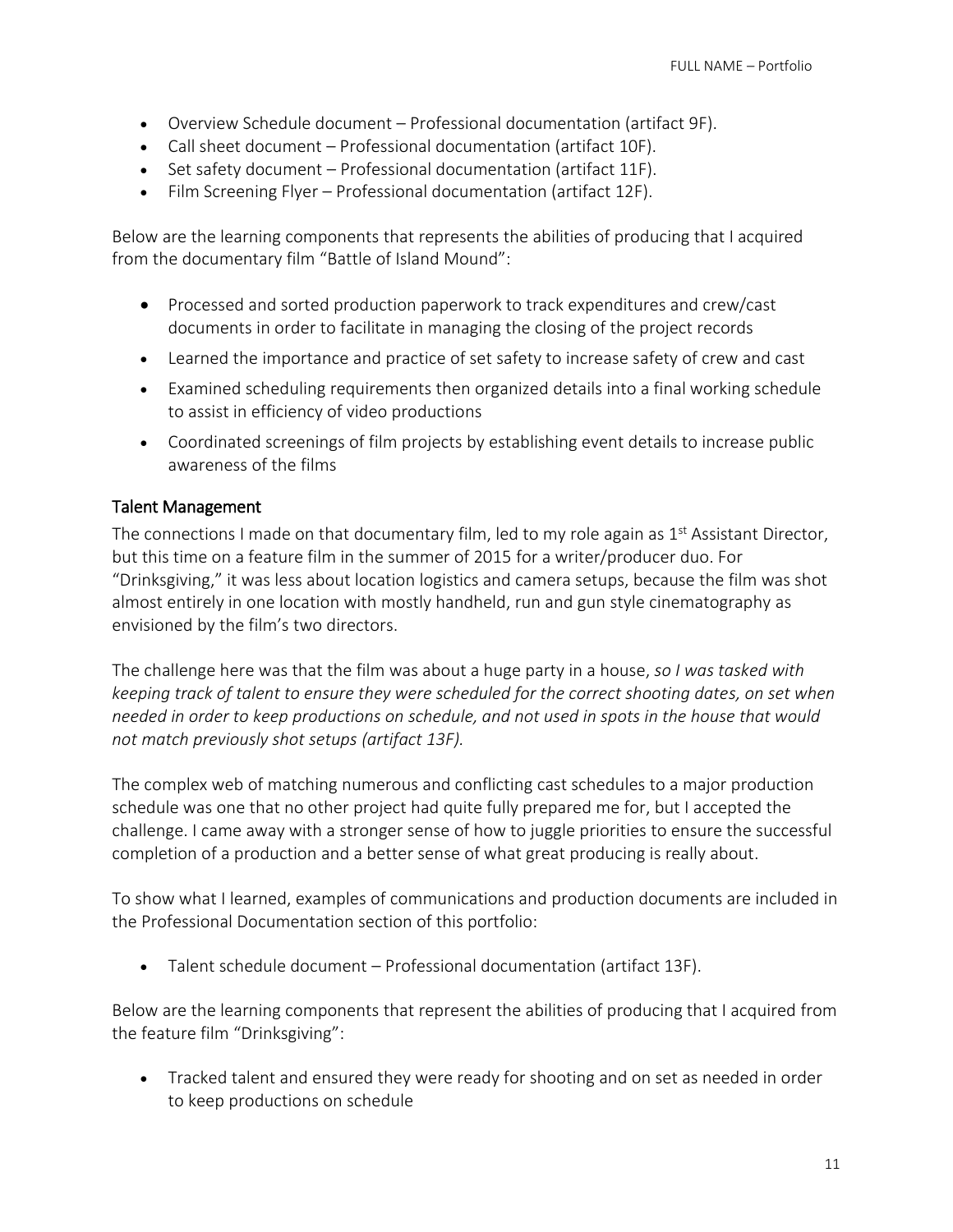- Overview Schedule document – Professional documentation (artifact 9F).
- Call sheet document – Professional documentation (artifact 10F).
- Set safety document – Professional documentation (artifact 11F).
- Film Screening Flyer – Professional documentation (artifact 12F).

Below are the learning components that represents the abilities of producing that I acquired from the documentary film "Battle of Island Mound":

- Processed and sorted production paperwork to track expenditures and crew/cast documents in order to facilitate in managing the closing of the project records
- Learned the importance and practice of set safety to increase safety of crew and cast
- Examined scheduling requirements then organized details into a final working schedule to assist in efficiency of video productions
- Coordinated screenings of film projects by establishing event details to increase public awareness of the films

## Talent Management

The connections I made on that documentary film, led to my role again as 1st Assistant Director, but this time on a feature film in the summer of 2015 for a writer/producer duo. For "Drinksgiving," it was less about location logistics and camera setups, because the film was shot almost entirely in one location with mostly handheld, run and gun style cinematography as envisioned by the film's two directors.

The challenge here was that the film was about a huge party in a house, *so I was tasked with keeping track of talent to ensure they were scheduled for the correct shooting dates, on set when needed in order to keep productions on schedule, and not used in spots in the house that would not match previously shot setups (artifact 13F).*

The complex web of matching numerous and conflicting cast schedules to a major production schedule was one that no other project had quite fully prepared me for, but I accepted the challenge. I came away with a stronger sense of how to juggle priorities to ensure the successful completion of a production and a better sense of what great producing is really about.

To show what I learned, examples of communications and production documents are included in the Professional Documentation section of this portfolio:

- Talent schedule document – Professional documentation (artifact 13F).

Below are the learning components that represent the abilities of producing that I acquired from the feature film "Drinksgiving":

- Tracked talent and ensured they were ready for shooting and on set as needed in order to keep productions on schedule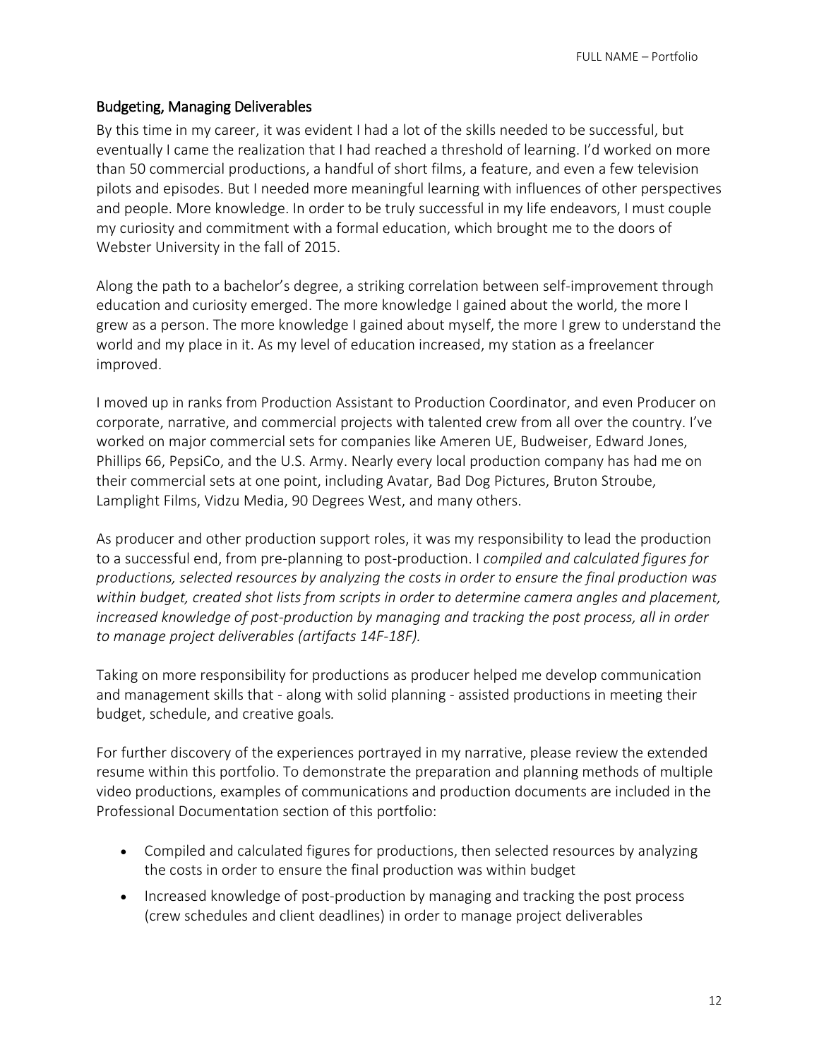## Budgeting, Managing Deliverables

By this time in my career, it was evident I had a lot of the skills needed to be successful, but eventually I came the realization that I had reached a threshold of learning. I'd worked on more than 50 commercial productions, a handful of short films, a feature, and even a few television pilots and episodes. But I needed more meaningful learning with influences of other perspectives and people. More knowledge. In order to be truly successful in my life endeavors, I must couple my curiosity and commitment with a formal education, which brought me to the doors of Webster University in the fall of 2015.

Along the path to a bachelor's degree, a striking correlation between self-improvement through education and curiosity emerged. The more knowledge I gained about the world, the more I grew as a person. The more knowledge I gained about myself, the more I grew to understand the world and my place in it. As my level of education increased, my station as a freelancer improved.

I moved up in ranks from Production Assistant to Production Coordinator, and even Producer on corporate, narrative, and commercial projects with talented crew from all over the country. I've worked on major commercial sets for companies like Ameren UE, Budweiser, Edward Jones, Phillips 66, PepsiCo, and the U.S. Army. Nearly every local production company has had me on their commercial sets at one point, including Avatar, Bad Dog Pictures, Bruton Stroube, Lamplight Films, Vidzu Media, 90 Degrees West, and many others.

As producer and other production support roles, it was my responsibility to lead the production to a successful end, from pre-planning to post-production. I *compiled and calculated figures for productions, selected resources by analyzing the costs in order to ensure the final production was within budget, created shot lists from scripts in order to determine camera angles and placement, increased knowledge of post-production by managing and tracking the post process, all in order to manage project deliverables (artifacts 14F-18F).*

Taking on more responsibility for productions as producer helped me develop communication and management skills that - along with solid planning - assisted productions in meeting their budget, schedule, and creative goals.

For further discovery of the experiences portrayed in my narrative, please review the extended resume within this portfolio. To demonstrate the preparation and planning methods of multiple video productions, examples of communications and production documents are included in the Professional Documentation section of this portfolio:

- Compiled and calculated figures for productions, then selected resources by analyzing the costs in order to ensure the final production was within budget
- Increased knowledge of post-production by managing and tracking the post process (crew schedules and client deadlines) in order to manage project deliverables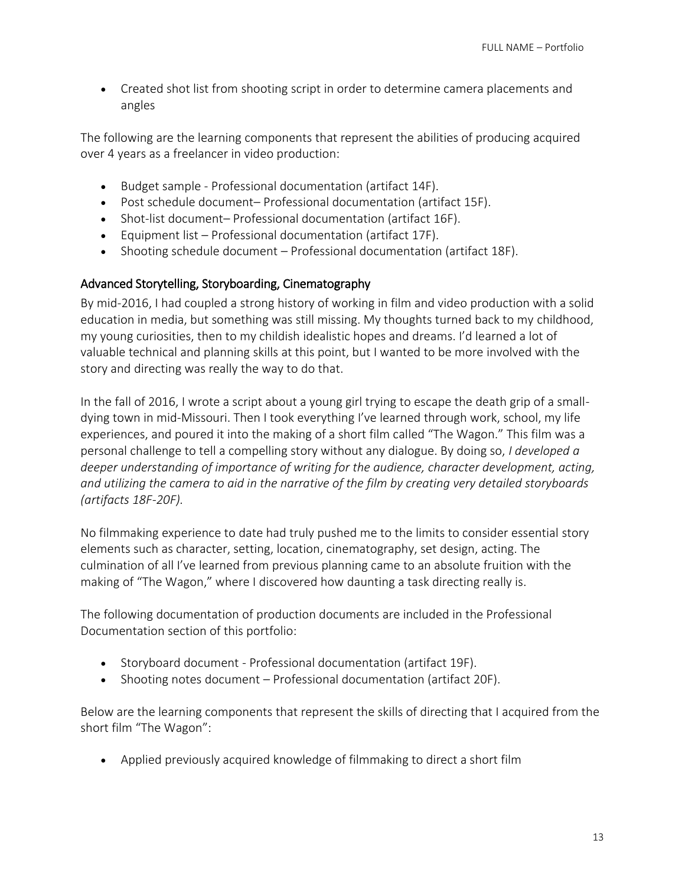- Created shot list from shooting script in order to determine camera placements and angles

The following are the learning components that represent the abilities of producing acquired over 4 years as a freelancer in video production:

- Budget sample - Professional documentation (artifact 14F).
- Post schedule document– Professional documentation (artifact 15F).
- Shot-list document– Professional documentation (artifact 16F).
- Equipment list – Professional documentation (artifact 17F).
- Shooting schedule document – Professional documentation (artifact 18F).

## Advanced Storytelling, Storyboarding, Cinematography

By mid-2016, I had coupled a strong history of working in film and video production with a solid education in media, but something was still missing. My thoughts turned back to my childhood, my young curiosities, then to my childish idealistic hopes and dreams. I'd learned a lot of valuable technical and planning skills at this point, but I wanted to be more involved with the story and directing was really the way to do that.

In the fall of 2016, I wrote a script about a young girl trying to escape the death grip of a small-dying town in mid-Missouri. Then I took everything I've learned through work, school, my life experiences, and poured it into the making of a short film called "The Wagon." This film was a personal challenge to tell a compelling story without any dialogue. By doing so, *I developed a deeper understanding of importance of writing for the audience, character development, acting, and utilizing the camera to aid in the narrative of the film by creating very detailed storyboards (artifacts 18F-20F).*

No filmmaking experience to date had truly pushed me to the limits to consider essential story elements such as character, setting, location, cinematography, set design, acting. The culmination of all I've learned from previous planning came to an absolute fruition with the making of "The Wagon," where I discovered how daunting a task directing really is.

The following documentation of production documents are included in the Professional Documentation section of this portfolio:

- Storyboard document - Professional documentation (artifact 19F).
- Shooting notes document – Professional documentation (artifact 20F).

Below are the learning components that represent the skills of directing that I acquired from the short film "The Wagon":

- Applied previously acquired knowledge of filmmaking to direct a short film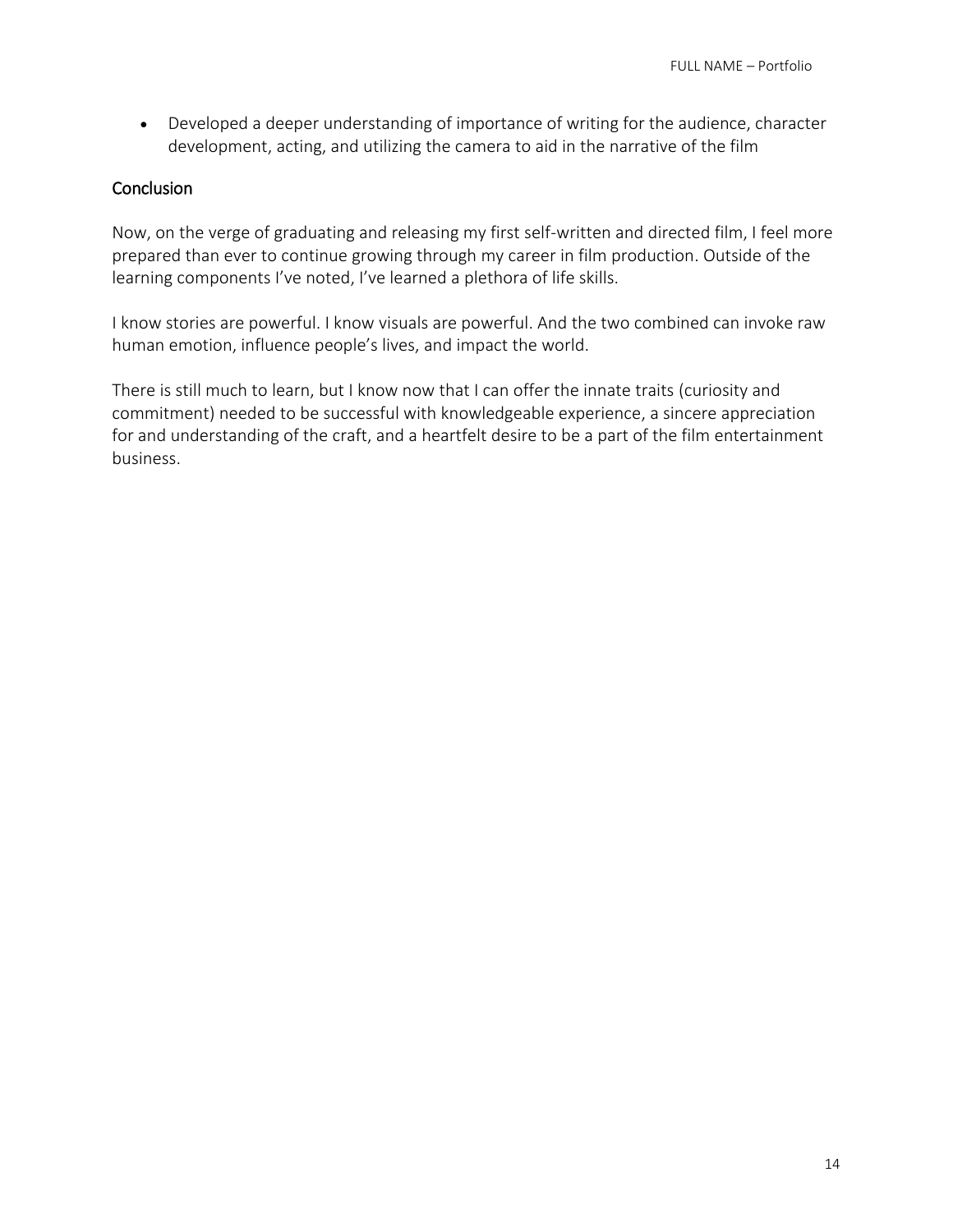- Developed a deeper understanding of importance of writing for the audience, character development, acting, and utilizing the camera to aid in the narrative of the film

## Conclusion

Now, on the verge of graduating and releasing my first self-written and directed film, I feel more prepared than ever to continue growing through my career in film production. Outside of the learning components I've noted, I've learned a plethora of life skills.

I know stories are powerful. I know visuals are powerful. And the two combined can invoke raw human emotion, influence people's lives, and impact the world.

There is still much to learn, but I know now that I can offer the innate traits (curiosity and commitment) needed to be successful with knowledgeable experience, a sincere appreciation for and understanding of the craft, and a heartfelt desire to be a part of the film entertainment business.